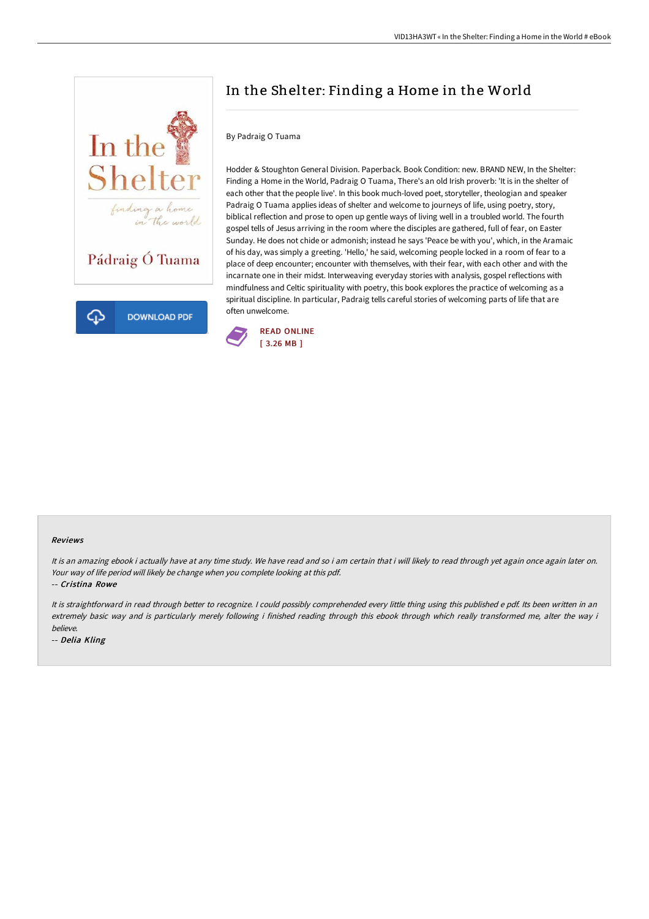# In the Shelter: Finding a Home in the World

By Padraig O Tuama

Hodder & Stoughton General Division. Paperback. Book Condition: new. BRAND NEW, In the Shelter: Finding a Home in the World, Padraig O Tuama, There's an old Irish proverb: 'It is in the shelter of each other that the people live'. In this book much-loved poet, storyteller, theologian and speaker Padraig O Tuama applies ideas of shelter and welcome to journeys of life, using poetry, story, biblical reflection and prose to open up gentle ways of living well in a troubled world. The fourth gospel tells of Jesus arriving in the room where the disciples are gathered, full of fear, on Easter Sunday. He does not chide or admonish; instead he says 'Peace be with you', which, in the Aramaic of his day, was simply a greeting. 'Hello,' he said, welcoming people locked in a room of fear to a place of deep encounter; encounter with themselves, with their fear, with each other and with the incarnate one in their midst. Interweaving everyday stories with analysis, gospel reflections with mindfulness and Celtic spirituality with poetry, this book explores the practice of welcoming as a spiritual discipline. In particular, Padraig tells careful stories of welcoming parts of life that are often unwelcome.

READ ONLINE
[ 3.26 MB ]

### Reviews

*It is an amazing ebook i actually have at any time study. We have read and so i am certain that i will likely to read through yet again once again later on. Your way of life period will likely be change when you complete looking at this pdf.*

-- ***Cristina Rowe***

*It is straightforward in read through better to recognize. I could possibly comprehended every little thing using this published e pdf. Its been written in an extremely basic way and is particularly merely following i finished reading through this ebook through which really transformed me, alter the way i believe.*

-- ***Delia Kling***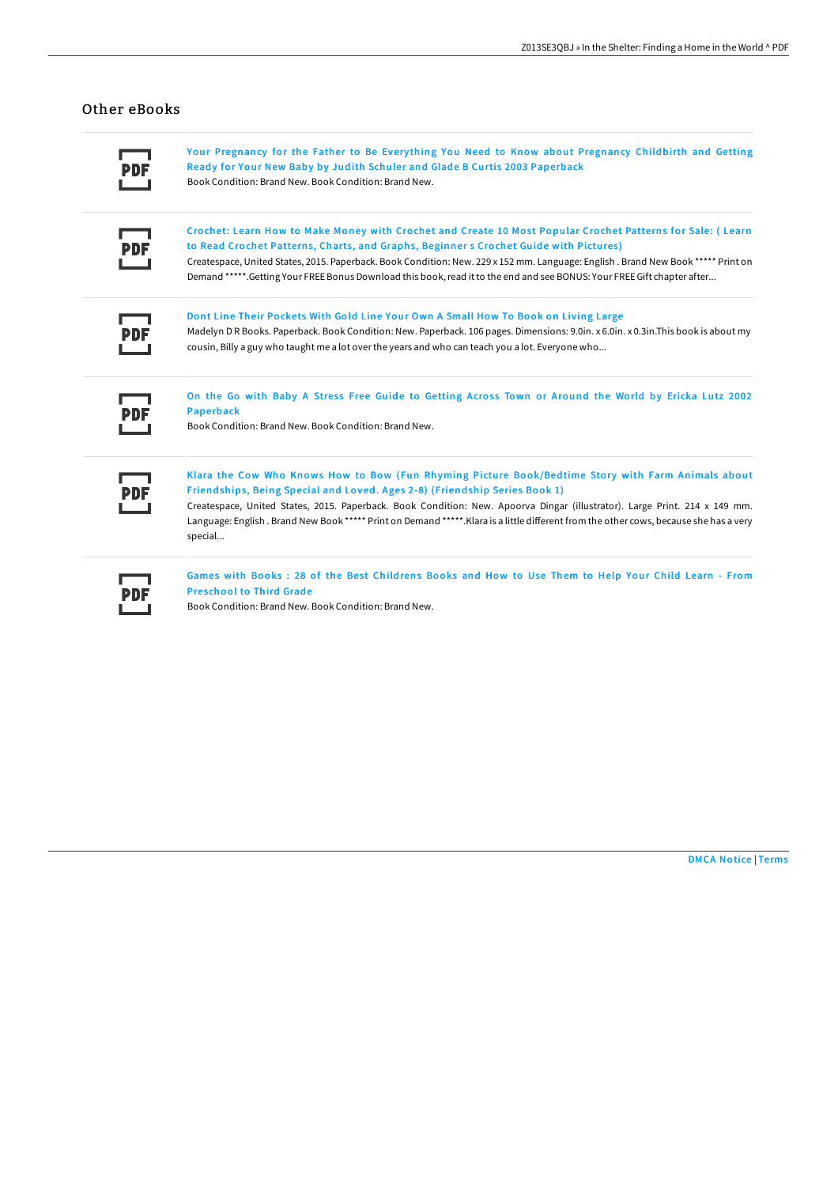## Other eBooks

**Your Pregnancy for the Father to Be Everything You Need to Know about Pregnancy Childbirth and Getting Ready for Your New Baby by Judith Schuler and Glade B Curtis 2003 Paperback**
Book Condition: Brand New. Book Condition: Brand New.

**Crochet: Learn How to Make Money with Crochet and Create 10 Most Popular Crochet Patterns for Sale: ( Learn to Read Crochet Patterns, Charts, and Graphs, Beginner s Crochet Guide with Pictures)**
Createspace, United States, 2015. Paperback. Book Condition: New. 229 x 152 mm. Language: English . Brand New Book ***** Print on Demand *****.Getting Your FREE Bonus Download this book, read it to the end and see BONUS: Your FREE Gift chapter after...

**Dont Line Their Pockets With Gold Line Your Own A Small How To Book on Living Large**
Madelyn D R Books. Paperback. Book Condition: New. Paperback. 106 pages. Dimensions: 9.0in. x 6.0in. x 0.3in.This book is about my cousin, Billy a guy who taught me a lot over the years and who can teach you a lot. Everyone who...

**On the Go with Baby A Stress Free Guide to Getting Across Town or Around the World by Ericka Lutz 2002 Paperback**
Book Condition: Brand New. Book Condition: Brand New.

**Klara the Cow Who Knows How to Bow (Fun Rhyming Picture Book/Bedtime Story with Farm Animals about Friendships, Being Special and Loved. Ages 2-8) (Friendship Series Book 1)**
Createspace, United States, 2015. Paperback. Book Condition: New. Apoorva Dingar (illustrator). Large Print. 214 x 149 mm. Language: English . Brand New Book ***** Print on Demand *****.Klara is a little different from the other cows, because she has a very special...

**Games with Books : 28 of the Best Childrens Books and How to Use Them to Help Your Child Learn - From Preschool to Third Grade**
Book Condition: Brand New. Book Condition: Brand New.